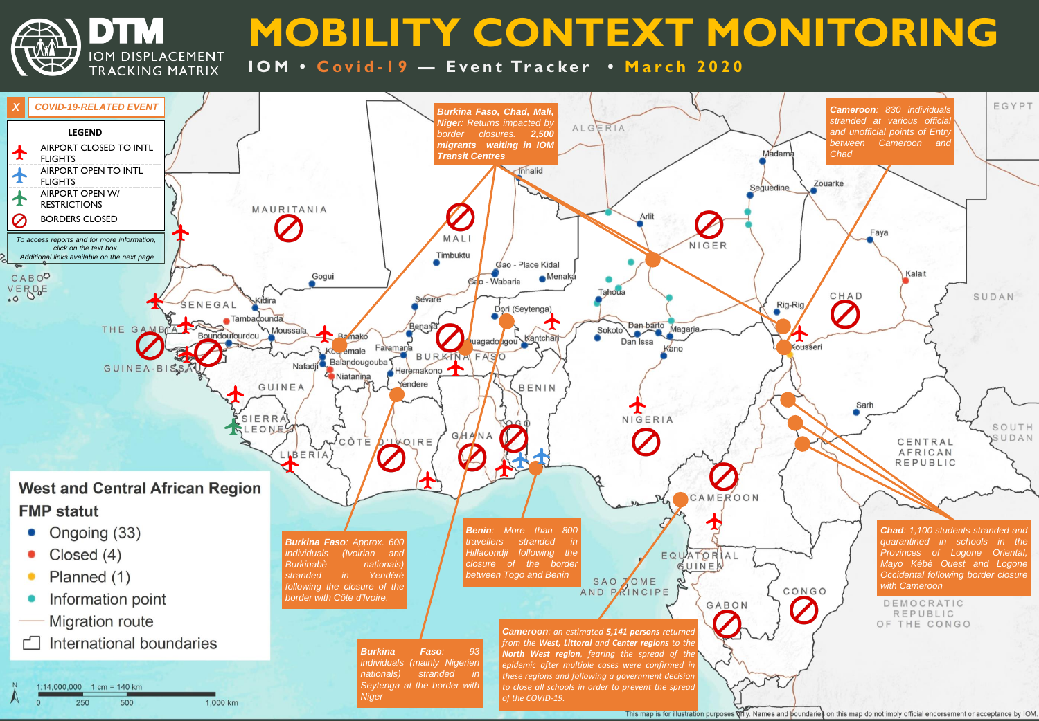# MOBILITY CONTEXT MONITORING

**IOM • Covid-19 — Event Tracker • March 2020**

DTM — IOM DISPLACEMENT TRACKING MATRIX

**X** *COVID-19-RELATED EVENT*

**LEGEND**

- AIRPORT CLOSED TO INTL FLIGHTS
- AIRPORT OPEN TO INTL FLIGHTS
- AIRPORT OPEN W/ RESTRICTIONS
- BORDERS CLOSED

*To access reports and for more information, click on the text box. Additional links available on the next page*

**West and Central African Region FMP statut**

- Ongoing (33)
- Closed (4)
- Planned (1)
- Information point
- Migration route
- International boundaries

1:14,000,000 1 cm = 140 km

0 250 500 1,000 km

***Burkina Faso, Chad, Mali, Niger**: Returns impacted by border closures. **2,500 migrants waiting in IOM Transit Centres***

***Cameroon**: 830 individuals stranded at various official and unofficial points of Entry between Cameroon and Chad*

***Burkina Faso**: Approx. 600 individuals (Ivoirian and Burkinabè nationals) stranded in Yendéré following the closure of the border with Côte d'Ivoire.*

***Burkina Faso**: 93 individuals (mainly Nigerien nationals) stranded in Seytenga at the border with Niger*

***Benin**: More than 800 travellers stranded in Hillacondji following the closure of the border between Togo and Benin*

***Cameroon**: an estimated **5,141 persons** returned from the **West, Littoral** and **Center regions** to the **North West region**, fearing the spread of the epidemic after multiple cases were confirmed in these regions and following a government decision to close all schools in order to prevent the spread of the COVID-19.*

***Chad**: 1,100 students stranded and quarantined in schools in the Provinces of Logone Oriental, Mayo Kébé Ouest and Logone Occidental following border closure with Cameroon*

This map is for illustration purposes only. Names and boundaries on this map do not imply official endorsement or acceptance by IOM.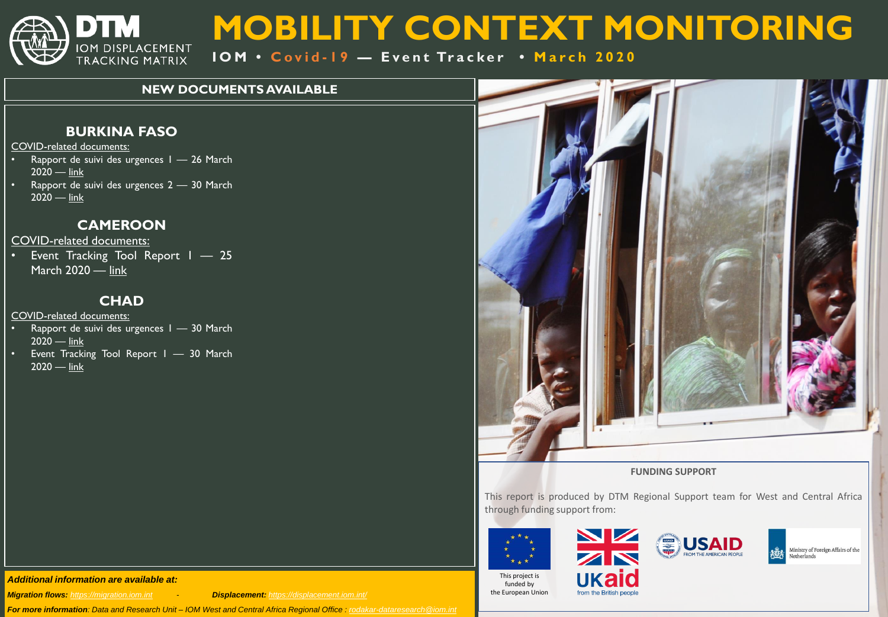# MOBILITY CONTEXT MONITORING

**IOM • Covid-19 — Event Tracker • March 2020**

## NEW DOCUMENTS AVAILABLE

### BURKINA FASO

COVID-related documents:

- Rapport de suivi des urgences 1 — 26 March 2020 — link
- Rapport de suivi des urgences 2 — 30 March 2020 — link

### CAMEROON

COVID-related documents:

- Event Tracking Tool Report 1 — 25 March 2020 — link

### CHAD

COVID-related documents:

- Rapport de suivi des urgences 1 — 30 March 2020 — link
- Event Tracking Tool Report 1 — 30 March 2020 — link

**FUNDING SUPPORT**

This report is produced by DTM Regional Support team for West and Central Africa through funding support from:

This project is funded by the European Union

UKaid from the British people

USAID FROM THE AMERICAN PEOPLE

Ministry of Foreign Affairs of the Netherlands

***Additional information are available at:***

***Migration flows:*** *https://migration.iom.int* - ***Displacement:*** *https://displacement.iom.int/*

***For more information****: Data and Research Unit – IOM West and Central Africa Regional Office : rodakar-dataresearch@iom.int*